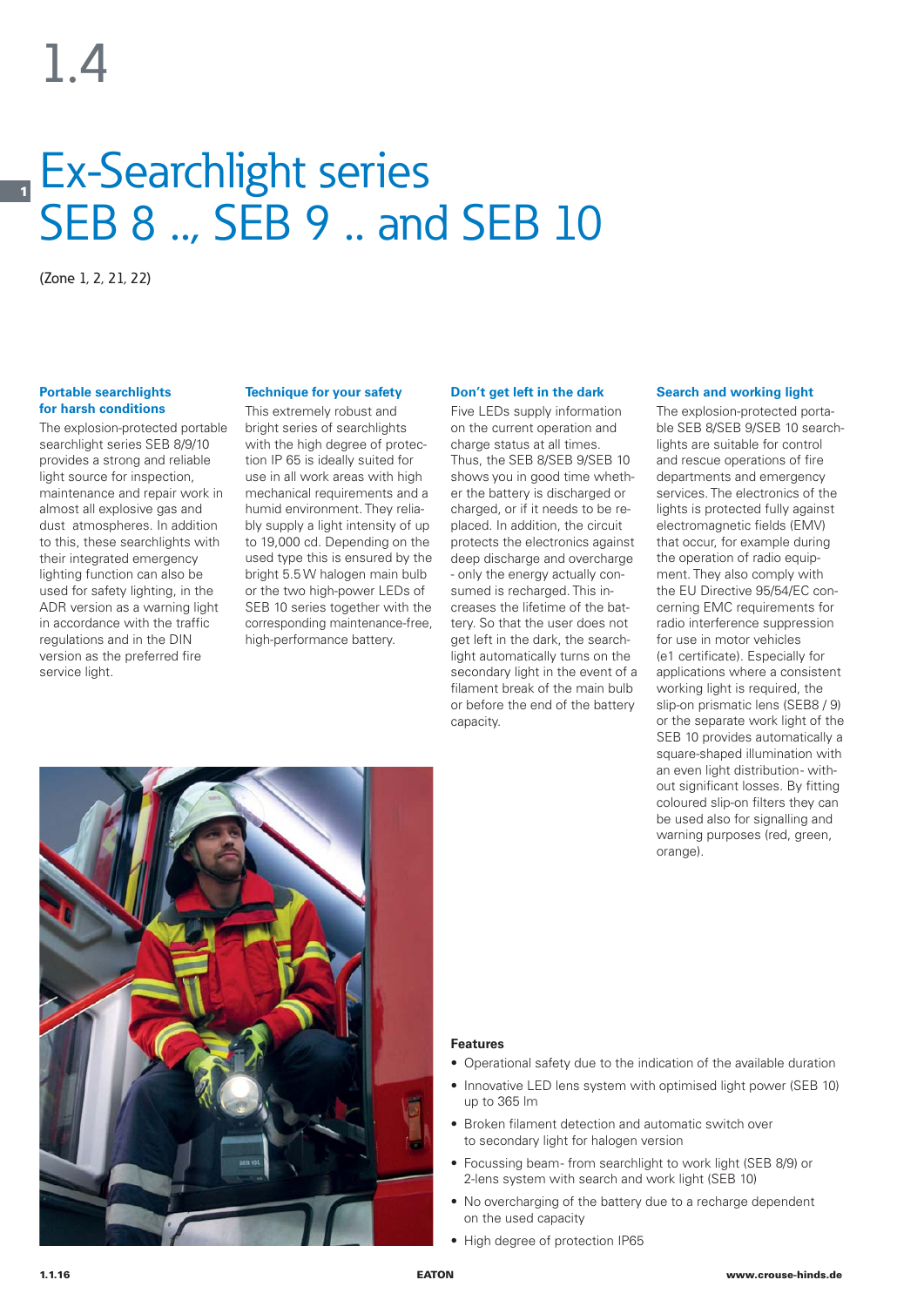1.4

# Ex-Searchlight series SEB 8 .., SEB 9 .. and SEB 10

(Zone 1, 2, 21, 22)

**Portable searchlights for harsh conditions**

The explosion-protected portable searchlight series SEB 8/9/10 provides a strong and reliable light source for inspection, maintenance and repair work in almost all explosive gas and dust atmospheres. In addition to this, these searchlights with their integrated emergency lighting function can also be used for safety lighting, in the ADR version as a warning light in accordance with the traffic regulations and in the DIN version as the preferred fire service light.

**Technique for your safety**

This extremely robust and bright series of searchlights with the high degree of protection IP 65 is ideally suited for use in all work areas with high mechanical requirements and a humid environment. They reliably supply a light intensity of up to 19,000 cd. Depending on the used type this is ensured by the bright 5.5 W halogen main bulb or the two high-power LEDs of SEB 10 series together with the corresponding maintenance-free, high-performance battery.

**Don't get left in the dark**

Five LEDs supply information on the current operation and charge status at all times. Thus, the SEB 8/SEB 9/SEB 10 shows you in good time whether the battery is discharged or charged, or if it needs to be replaced. In addition, the circuit protects the electronics against deep discharge and overcharge - only the energy actually consumed is recharged. This increases the lifetime of the battery. So that the user does not get left in the dark, the searchlight automatically turns on the secondary light in the event of a filament break of the main bulb or before the end of the battery capacity.

**Search and working light**

The explosion-protected portable SEB 8/SEB 9/SEB 10 searchlights are suitable for control and rescue operations of fire departments and emergency services. The electronics of the lights is protected fully against electromagnetic fields (EMV) that occur, for example during the operation of radio equipment. They also comply with the EU Directive 95/54/EC concerning EMC requirements for radio interference suppression for use in motor vehicles (e1 certificate). Especially for applications where a consistent working light is required, the slip-on prismatic lens (SEB8 / 9) or the separate work light of the SEB 10 provides automatically a square-shaped illumination with an even light distribution - without significant losses. By fitting coloured slip-on filters they can be used also for signalling and warning purposes (red, green, orange).

**Features**

- Operational safety due to the indication of the available duration
- Innovative LED lens system with optimised light power (SEB 10) up to 365 lm
- Broken filament detection and automatic switch over to secondary light for halogen version
- Focussing beam- from searchlight to work light (SEB 8/9) or 2-lens system with search and work light (SEB 10)
- No overcharging of the battery due to a recharge dependent on the used capacity
- High degree of protection IP65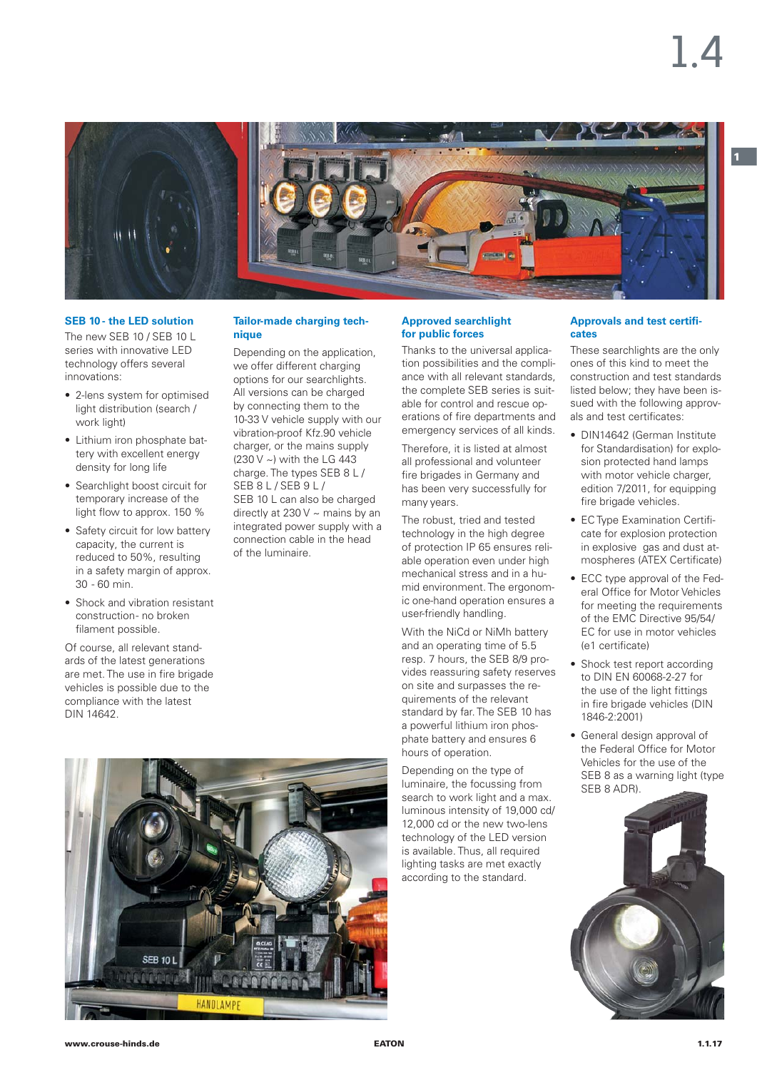## SEB 10 - the LED solution

The new SEB 10 / SEB 10 L series with innovative LED technology offers several innovations:

- 2-lens system for optimised light distribution (search / work light)
- Lithium iron phosphate battery with excellent energy density for long life
- Searchlight boost circuit for temporary increase of the light flow to approx. 150 %
- Safety circuit for low battery capacity, the current is reduced to 50%, resulting in a safety margin of approx. 30 - 60 min.
- Shock and vibration resistant construction- no broken filament possible.

Of course, all relevant standards of the latest generations are met. The use in fire brigade vehicles is possible due to the compliance with the latest DIN 14642.

## Tailor-made charging technique

Depending on the application, we offer different charging options for our searchlights. All versions can be charged by connecting them to the 10-33 V vehicle supply with our vibration-proof Kfz.90 vehicle charger, or the mains supply (230 V ~) with the LG 443 charge. The types SEB 8 L / SEB 9 L / SEB 10 L can also be charged directly at 230 V ~ mains by an integrated power supply with a connection cable in the head of the luminaire.

## Approved searchlight for public forces

Thanks to the universal application possibilities and the compliance with all relevant standards, the complete SEB series is suitable for control and rescue operations of fire departments and emergency services of all kinds.

Therefore, it is listed at almost all professional and volunteer fire brigades in Germany and has been very successfully for many years.

The robust, tried and tested technology in the high degree of protection IP 65 ensures reliable operation even under high mechanical stress and in a humid environment. The ergonomic one-hand operation ensures a user-friendly handling.

With the NiCd or NiMh battery and an operating time of 5.5 resp. 7 hours, the SEB 8/9 provides reassuring safety reserves on site and surpasses the requirements of the relevant standard by far. The SEB 10 has a powerful lithium iron phosphate battery and ensures 6 hours of operation.

Depending on the type of luminaire, the focussing from search to work light and a max. luminous intensity of 19,000 cd/ 12,000 cd or the new two-lens technology of the LED version is available. Thus, all required lighting tasks are met exactly according to the standard.

## Approvals and test certificates

These searchlights are the only ones of this kind to meet the construction and test standards listed below; they have been issued with the following approvals and test certificates:

- DIN14642 (German Institute for Standardisation) for explosion protected hand lamps with motor vehicle charger, edition 7/2011, for equipping fire brigade vehicles.
- EC Type Examination Certificate for explosion protection in explosive gas and dust atmospheres (ATEX Certificate)
- ECC type approval of the Federal Office for Motor Vehicles for meeting the requirements of the EMC Directive 95/54/EC for use in motor vehicles (e1 certificate)
- Shock test report according to DIN EN 60068-2-27 for the use of the light fittings in fire brigade vehicles (DIN 1846-2:2001)
- General design approval of the Federal Office for Motor Vehicles for the use of the SEB 8 as a warning light (type SEB 8 ADR).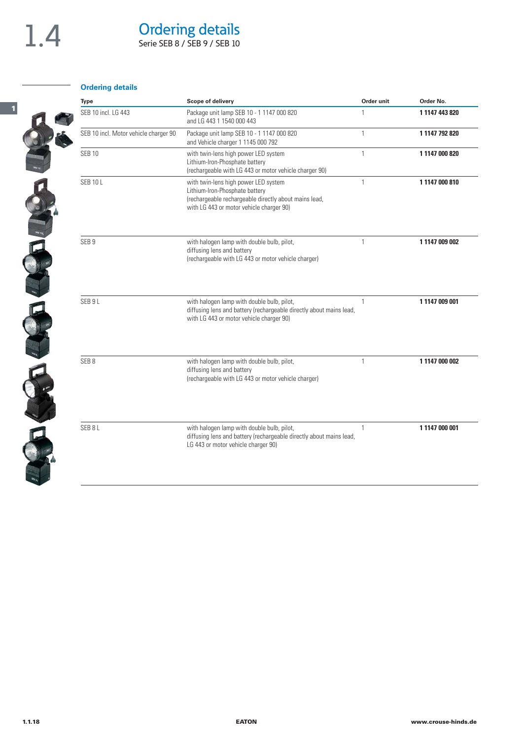# 1.4 Ordering details

Serie SEB 8 / SEB 9 / SEB 10

### Ordering details

| Type | Scope of delivery | Order unit | Order No. |
|---|---|---|---|
| SEB 10 incl. LG 443 | Package unit lamp SEB 10 - 1 1147 000 820 and LG 443 1 1540 000 443 | 1 | **1 1147 443 820** |
| SEB 10 incl. Motor vehicle charger 90 | Package unit lamp SEB 10 - 1 1147 000 820 and Vehicle charger 1 1145 000 792 | 1 | **1 1147 792 820** |
| SEB 10 | with twin-lens high power LED system Lithium-Iron-Phosphate battery (rechargeable with LG 443 or motor vehicle charger 90) | 1 | **1 1147 000 820** |
| SEB 10 L | with twin-lens high power LED system Lithium-Iron-Phosphate battery (rechargeable rechargeable directly about mains lead, with LG 443 or motor vehicle charger 90) | 1 | **1 1147 000 810** |
| SEB 9 | with halogen lamp with double bulb, pilot, diffusing lens and battery (rechargeable with LG 443 or motor vehicle charger) | 1 | **1 1147 009 002** |
| SEB 9 L | with halogen lamp with double bulb, pilot, diffusing lens and battery (rechargeable directly about mains lead, with LG 443 or motor vehicle charger 90) | 1 | **1 1147 009 001** |
| SEB 8 | with halogen lamp with double bulb, pilot, diffusing lens and battery (rechargeable with LG 443 or motor vehicle charger) | 1 | **1 1147 000 002** |
| SEB 8 L | with halogen lamp with double bulb, pilot, diffusing lens and battery (rechargeable directly about mains lead, LG 443 or motor vehicle charger 90) | 1 | **1 1147 000 001** |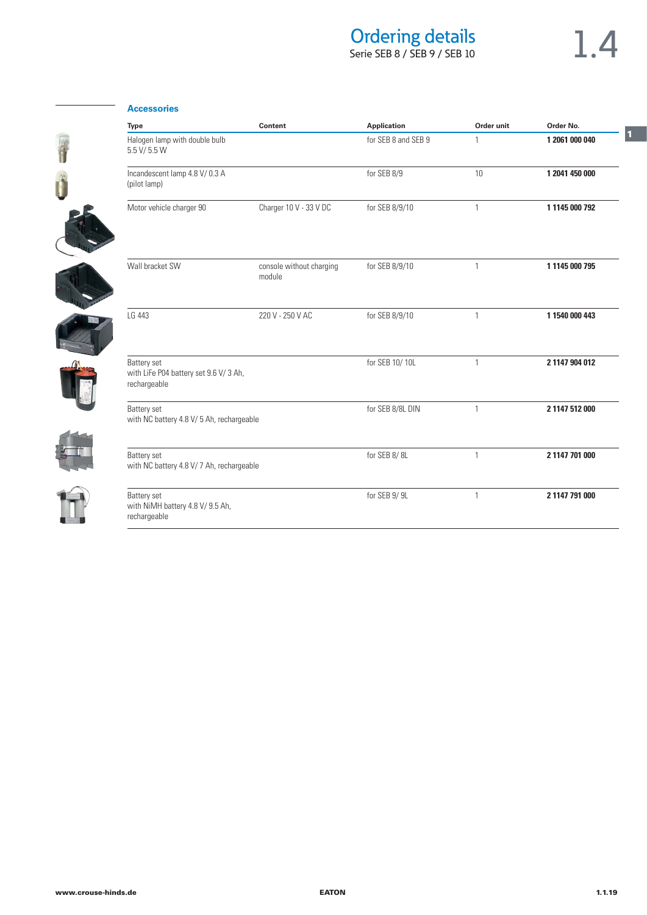# Ordering details

Serie SEB 8 / SEB 9 / SEB 10

## Accessories

| Type | Content | Application | Order unit | Order No. |
|---|---|---|---|---|
| Halogen lamp with double bulb 5.5 V/ 5.5 W | | for SEB 8 and SEB 9 | 1 | **1 2061 000 040** |
| Incandescent lamp 4.8 V/ 0.3 A (pilot lamp) | | for SEB 8/9 | 10 | **1 2041 450 000** |
| Motor vehicle charger 90 | Charger 10 V - 33 V DC | for SEB 8/9/10 | 1 | **1 1145 000 792** |
| Wall bracket SW | console without charging module | for SEB 8/9/10 | 1 | **1 1145 000 795** |
| LG 443 | 220 V - 250 V AC | for SEB 8/9/10 | 1 | **1 1540 000 443** |
| Battery set with LiFe P04 battery set 9.6 V/ 3 Ah, rechargeable | | for SEB 10/ 10L | 1 | **2 1147 904 012** |
| Battery set with NC battery 4.8 V/ 5 Ah, rechargeable | | for SEB 8/8L DIN | 1 | **2 1147 512 000** |
| Battery set with NC battery 4.8 V/ 7 Ah, rechargeable | | for SEB 8/ 8L | 1 | **2 1147 701 000** |
| Battery set with NiMH battery 4.8 V/ 9.5 Ah, rechargeable | | for SEB 9/ 9L | 1 | **2 1147 791 000** |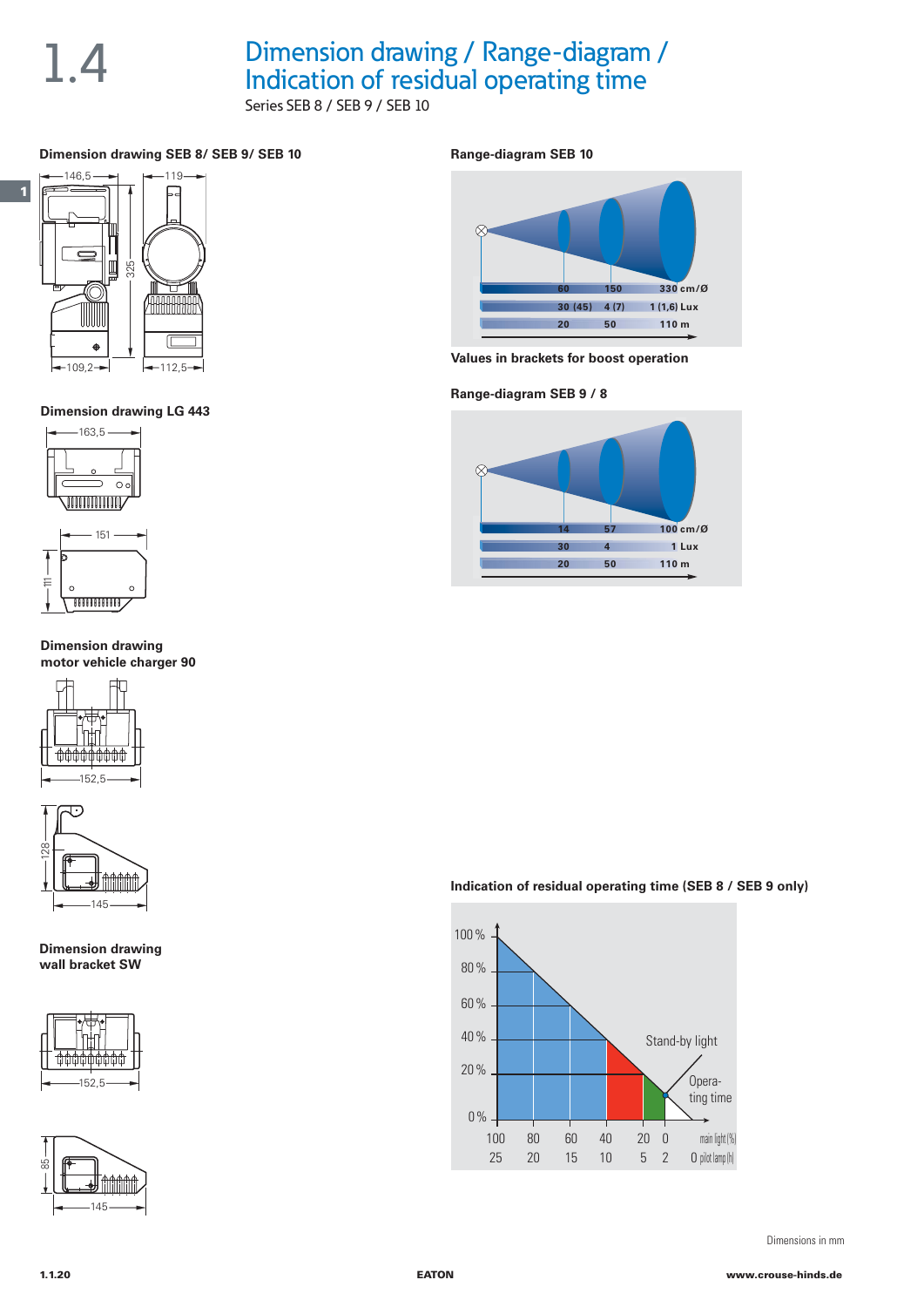# 1.4 Dimension drawing / Range-diagram / Indication of residual operating time

Series SEB 8 / SEB 9 / SEB 10

**Dimension drawing SEB 8/ SEB 9/ SEB 10**

146,5 — 119 — 325 — 109,2 — 112,5

**Dimension drawing LG 443**

163,5 — 151 — 111

**Dimension drawing motor vehicle charger 90**

152,5 — 128 — 145

**Dimension drawing wall bracket SW**

152,5 — 85 — 145

**Range-diagram SEB 10**

| | | |
|---|---|---|
| 60 | 150 | 330 cm/Ø |
| 30 (45) | 4 (7) | 1 (1,6) Lux |
| 20 | 50 | 110 m |

**Values in brackets for boost operation**

**Range-diagram SEB 9 / 8**

| | | |
|---|---|---|
| 14 | 57 | 100 cm/Ø |
| 30 | 4 | 1 Lux |
| 20 | 50 | 110 m |

**Indication of residual operating time (SEB 8 / SEB 9 only)**

100 % — 80 % — 60 % — 40 % — 20 % — 0 %

Stand-by light

Operating time

| main light (%) | 100 | 80 | 60 | 40 | 20 | 0 |
|---|---|---|---|---|---|---|
| pilot lamp (h) | 25 | 20 | 15 | 10 | 5 | 2 | 0 |

Dimensions in mm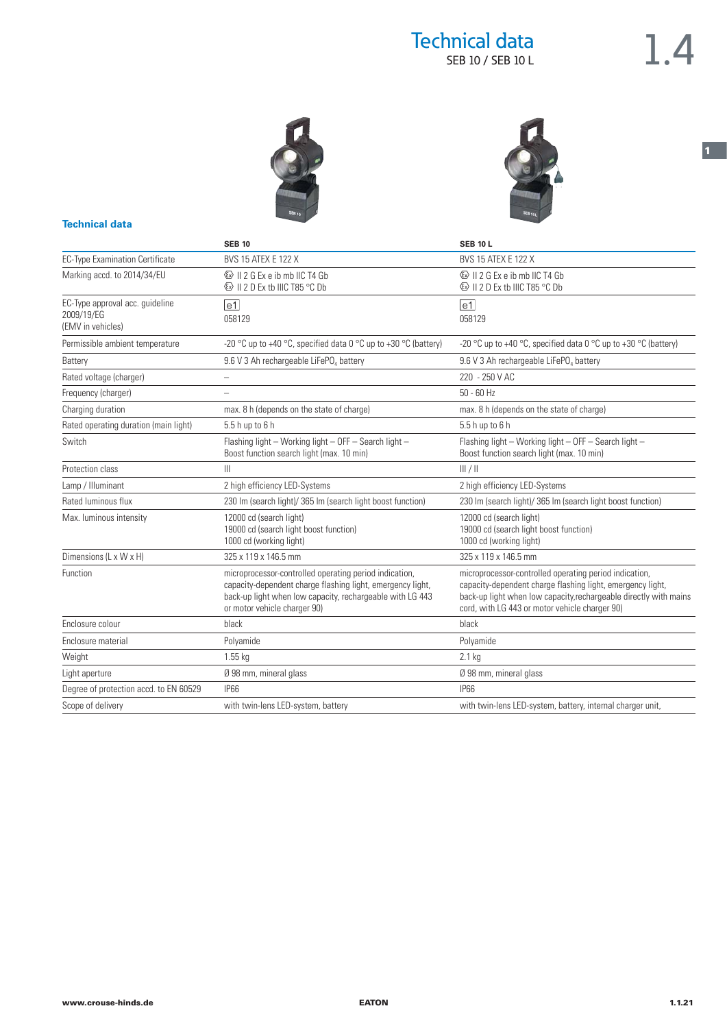# Technical data

SEB 10 / SEB 10 L

## Technical data

| | SEB 10 | SEB 10 L |
|---|---|---|
| EC-Type Examination Certificate | BVS 15 ATEX E 122 X | BVS 15 ATEX E 122 X |
| Marking accd. to 2014/34/EU | Ex II 2 G Ex e ib mb IIC T4 Gb<br>Ex II 2 D Ex tb IIIC T85 °C Db | Ex II 2 G Ex e ib mb IIC T4 Gb<br>Ex II 2 D Ex tb IIIC T85 °C Db |
| EC-Type approval acc. guideline 2009/19/EG (EMV in vehicles) | e1<br>058129 | e1<br>058129 |
| Permissible ambient temperature | -20 °C up to +40 °C, specified data 0 °C up to +30 °C (battery) | -20 °C up to +40 °C, specified data 0 °C up to +30 °C (battery) |
| Battery | 9.6 V 3 Ah rechargeable $LiFePO_4$ battery | 9.6 V 3 Ah rechargeable $LiFePO_4$ battery |
| Rated voltage (charger) | – | 220 - 250 V AC |
| Frequency (charger) | – | 50 - 60 Hz |
| Charging duration | max. 8 h (depends on the state of charge) | max. 8 h (depends on the state of charge) |
| Rated operating duration (main light) | 5.5 h up to 6 h | 5.5 h up to 6 h |
| Switch | Flashing light – Working light – OFF – Search light – Boost function search light (max. 10 min) | Flashing light – Working light – OFF – Search light – Boost function search light (max. 10 min) |
| Protection class | III | III / II |
| Lamp / Illuminant | 2 high efficiency LED-Systems | 2 high efficiency LED-Systems |
| Rated luminous flux | 230 lm (search light)/ 365 lm (search light boost function) | 230 lm (search light)/ 365 lm (search light boost function) |
| Max. luminous intensity | 12000 cd (search light)<br>19000 cd (search light boost function)<br>1000 cd (working light) | 12000 cd (search light)<br>19000 cd (search light boost function)<br>1000 cd (working light) |
| Dimensions (L x W x H) | 325 x 119 x 146.5 mm | 325 x 119 x 146.5 mm |
| Function | microprocessor-controlled operating period indication, capacity-dependent charge flashing light, emergency light, back-up light when low capacity, rechargeable with LG 443 or motor vehicle charger 90) | microprocessor-controlled operating period indication, capacity-dependent charge flashing light, emergency light, back-up light when low capacity,rechargeable directly with mains cord, with LG 443 or motor vehicle charger 90) |
| Enclosure colour | black | black |
| Enclosure material | Polyamide | Polyamide |
| Weight | 1.55 kg | 2.1 kg |
| Light aperture | Ø 98 mm, mineral glass | Ø 98 mm, mineral glass |
| Degree of protection accd. to EN 60529 | IP66 | IP66 |
| Scope of delivery | with twin-lens LED-system, battery | with twin-lens LED-system, battery, internal charger unit, |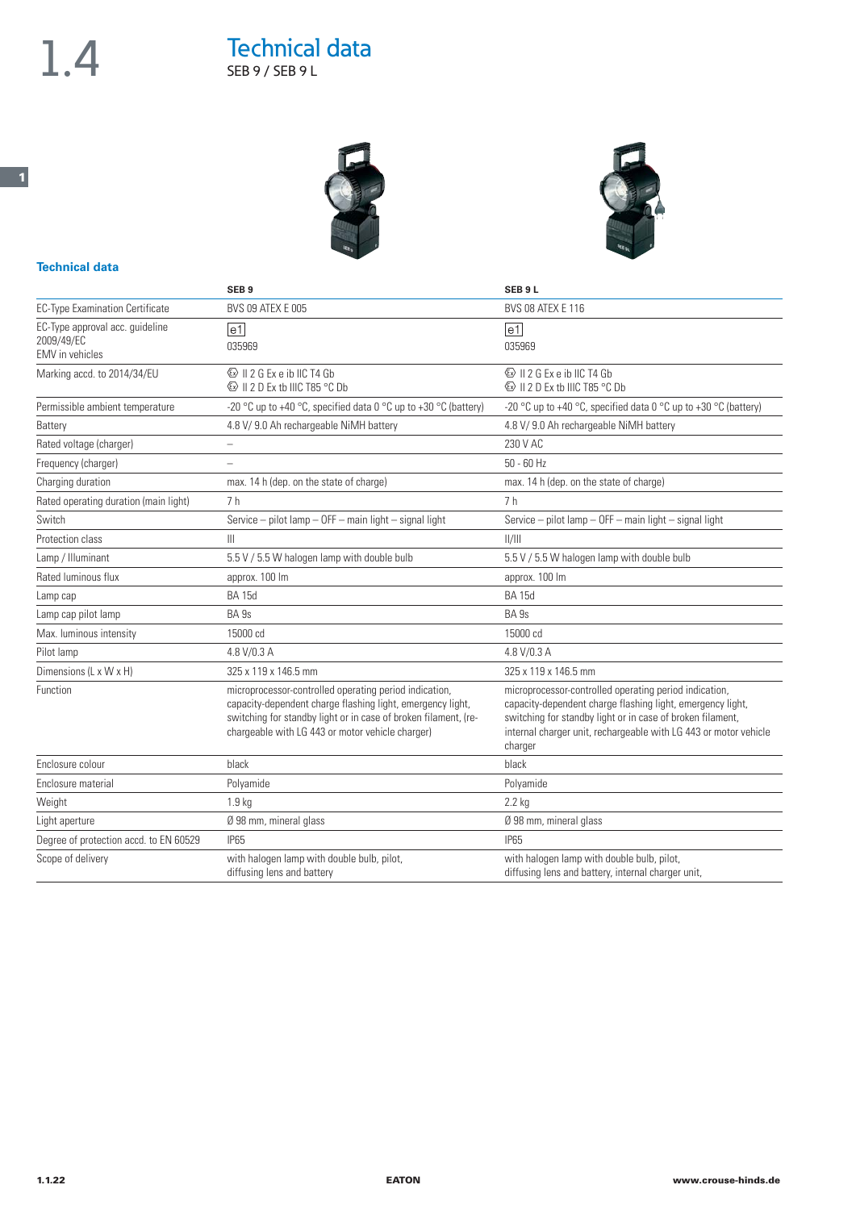# 1.4 Technical data

SEB 9 / SEB 9 L

### Technical data

| | SEB 9 | SEB 9 L |
|---|---|---|
| EC-Type Examination Certificate | BVS 09 ATEX E 005 | BVS 08 ATEX E 116 |
| EC-Type approval acc. guideline 2009/49/EC EMV in vehicles | e1 035969 | e1 035969 |
| Marking accd. to 2014/34/EU | Ex II 2 G Ex e ib IIC T4 Gb<br>Ex II 2 D Ex tb IIIC T85 °C Db | Ex II 2 G Ex e ib IIC T4 Gb<br>Ex II 2 D Ex tb IIIC T85 °C Db |
| Permissible ambient temperature | -20 °C up to +40 °C, specified data 0 °C up to +30 °C (battery) | -20 °C up to +40 °C, specified data 0 °C up to +30 °C (battery) |
| Battery | 4.8 V/ 9.0 Ah rechargeable NiMH battery | 4.8 V/ 9.0 Ah rechargeable NiMH battery |
| Rated voltage (charger) | – | 230 V AC |
| Frequency (charger) | – | 50 - 60 Hz |
| Charging duration | max. 14 h (dep. on the state of charge) | max. 14 h (dep. on the state of charge) |
| Rated operating duration (main light) | 7 h | 7 h |
| Switch | Service – pilot lamp – OFF – main light – signal light | Service – pilot lamp – OFF – main light – signal light |
| Protection class | III | II/III |
| Lamp / Illuminant | 5.5 V / 5.5 W halogen lamp with double bulb | 5.5 V / 5.5 W halogen lamp with double bulb |
| Rated luminous flux | approx. 100 lm | approx. 100 lm |
| Lamp cap | BA 15d | BA 15d |
| Lamp cap pilot lamp | BA 9s | BA 9s |
| Max. luminous intensity | 15000 cd | 15000 cd |
| Pilot lamp | 4.8 V/0.3 A | 4.8 V/0.3 A |
| Dimensions (L x W x H) | 325 x 119 x 146.5 mm | 325 x 119 x 146.5 mm |
| Function | microprocessor-controlled operating period indication, capacity-dependent charge flashing light, emergency light, switching for standby light or in case of broken filament, (re-chargeable with LG 443 or motor vehicle charger) | microprocessor-controlled operating period indication, capacity-dependent charge flashing light, emergency light, switching for standby light or in case of broken filament, internal charger unit, rechargeable with LG 443 or motor vehicle charger |
| Enclosure colour | black | black |
| Enclosure material | Polyamide | Polyamide |
| Weight | 1.9 kg | 2.2 kg |
| Light aperture | Ø 98 mm, mineral glass | Ø 98 mm, mineral glass |
| Degree of protection accd. to EN 60529 | IP65 | IP65 |
| Scope of delivery | with halogen lamp with double bulb, pilot, diffusing lens and battery | with halogen lamp with double bulb, pilot, diffusing lens and battery, internal charger unit, |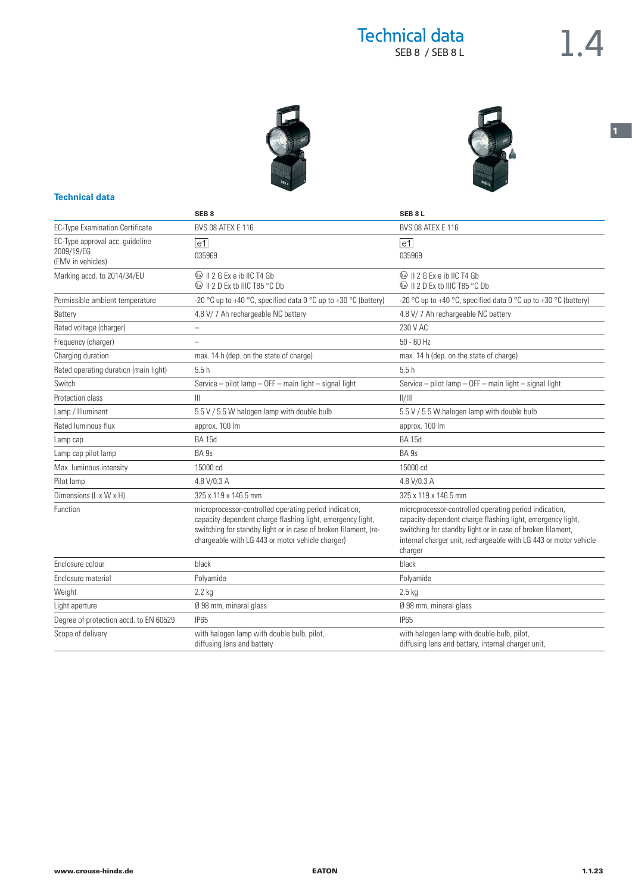# Technical data

SEB 8 / SEB 8 L

## Technical data

| | SEB 8 | SEB 8 L |
|---|---|---|
| EC-Type Examination Certificate | BVS 08 ATEX E 116 | BVS 08 ATEX E 116 |
| EC-Type approval acc. guideline 2009/19/EG (EMV in vehicles) | e1<br>035969 | e1<br>035969 |
| Marking accd. to 2014/34/EU | Ex II 2 G Ex e ib IIC T4 Gb<br>Ex II 2 D Ex tb IIIC T85 °C Db | Ex II 2 G Ex e ib IIC T4 Gb<br>Ex II 2 D Ex tb IIIC T85 °C Db |
| Permissible ambient temperature | -20 °C up to +40 °C, specified data 0 °C up to +30 °C (battery) | -20 °C up to +40 °C, specified data 0 °C up to +30 °C (battery) |
| Battery | 4.8 V/ 7 Ah rechargeable NC battery | 4.8 V/ 7 Ah rechargeable NC battery |
| Rated voltage (charger) | – | 230 V AC |
| Frequency (charger) | – | 50 - 60 Hz |
| Charging duration | max. 14 h (dep. on the state of charge) | max. 14 h (dep. on the state of charge) |
| Rated operating duration (main light) | 5.5 h | 5.5 h |
| Switch | Service – pilot lamp – OFF – main light – signal light | Service – pilot lamp – OFF – main light – signal light |
| Protection class | III | II/III |
| Lamp / Illuminant | 5.5 V / 5.5 W halogen lamp with double bulb | 5.5 V / 5.5 W halogen lamp with double bulb |
| Rated luminous flux | approx. 100 lm | approx. 100 lm |
| Lamp cap | BA 15d | BA 15d |
| Lamp cap pilot lamp | BA 9s | BA 9s |
| Max. luminous intensity | 15000 cd | 15000 cd |
| Pilot lamp | 4.8 V/0.3 A | 4.8 V/0.3 A |
| Dimensions (L x W x H) | 325 x 119 x 146.5 mm | 325 x 119 x 146.5 mm |
| Function | microprocessor-controlled operating period indication, capacity-dependent charge flashing light, emergency light, switching for standby light or in case of broken filament, (rechargeable with LG 443 or motor vehicle charger) | microprocessor-controlled operating period indication, capacity-dependent charge flashing light, emergency light, switching for standby light or in case of broken filament, internal charger unit, rechargeable with LG 443 or motor vehicle charger |
| Enclosure colour | black | black |
| Enclosure material | Polyamide | Polyamide |
| Weight | 2.2 kg | 2.5 kg |
| Light aperture | Ø 98 mm, mineral glass | Ø 98 mm, mineral glass |
| Degree of protection accd. to EN 60529 | IP65 | IP65 |
| Scope of delivery | with halogen lamp with double bulb, pilot, diffusing lens and battery | with halogen lamp with double bulb, pilot, diffusing lens and battery, internal charger unit, |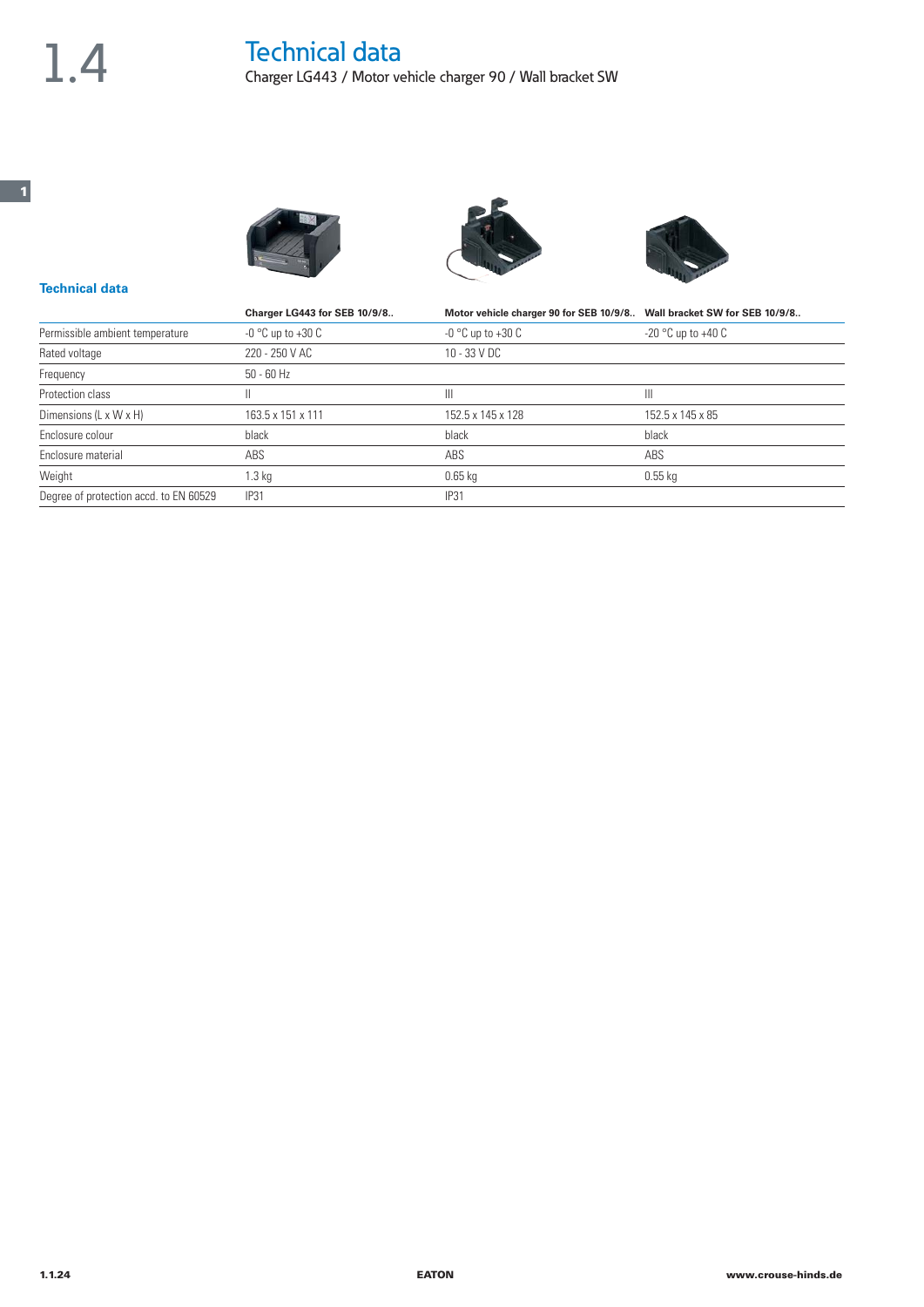# 1.4 Technical data

Charger LG443 / Motor vehicle charger 90 / Wall bracket SW

## Technical data

| | Charger LG443 for SEB 10/9/8.. | Motor vehicle charger 90 for SEB 10/9/8.. | Wall bracket SW for SEB 10/9/8.. |
|---|---|---|---|
| Permissible ambient temperature | -0 °C up to +30 C | -0 °C up to +30 C | -20 °C up to +40 C |
| Rated voltage | 220 - 250 V AC | 10 - 33 V DC | |
| Frequency | 50 - 60 Hz | | |
| Protection class | II | III | III |
| Dimensions (L x W x H) | 163.5 x 151 x 111 | 152.5 x 145 x 128 | 152.5 x 145 x 85 |
| Enclosure colour | black | black | black |
| Enclosure material | ABS | ABS | ABS |
| Weight | 1.3 kg | 0.65 kg | 0.55 kg |
| Degree of protection accd. to EN 60529 | IP31 | IP31 | |